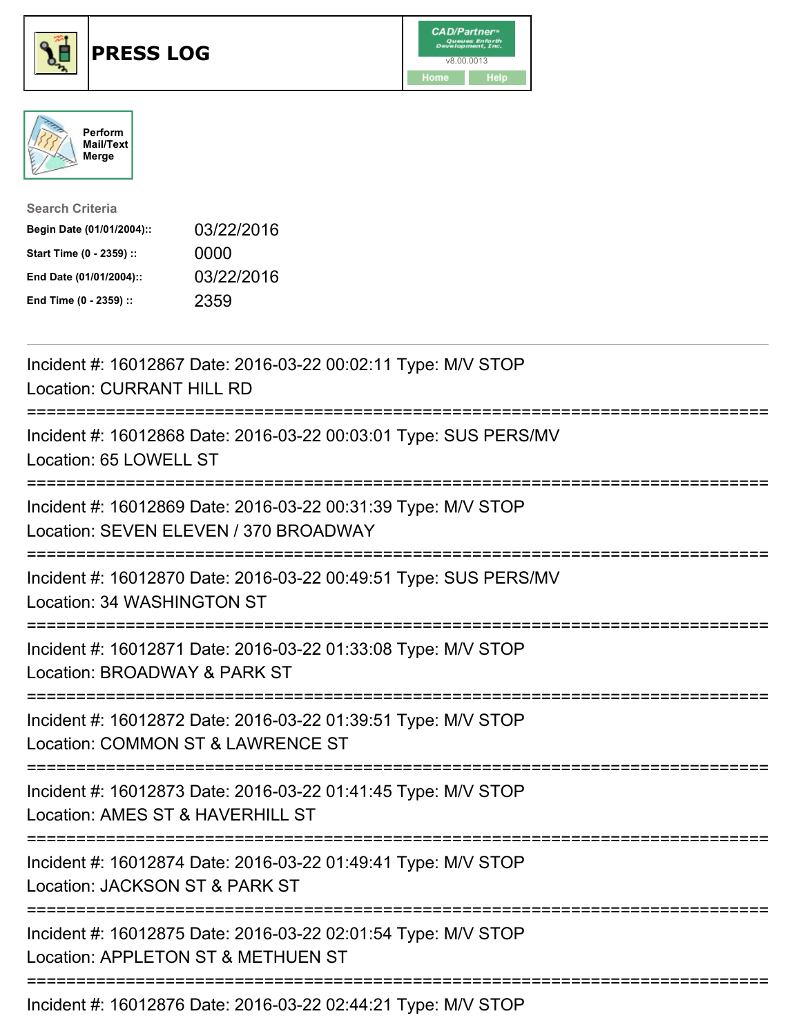# PRESS LOG

Perform Mail/Text Merge

**Search Criteria**

| | |
|---|---|
| **Begin Date (01/01/2004)::** | 03/22/2016 |
| **Start Time (0 - 2359) ::** | 0000 |
| **End Date (01/01/2004)::** | 03/22/2016 |
| **End Time (0 - 2359) ::** | 2359 |

Incident #: 16012867 Date: 2016-03-22 00:02:11 Type: M/V STOP
Location: CURRANT HILL RD

===========================================================================

Incident #: 16012868 Date: 2016-03-22 00:03:01 Type: SUS PERS/MV
Location: 65 LOWELL ST

===========================================================================

Incident #: 16012869 Date: 2016-03-22 00:31:39 Type: M/V STOP
Location: SEVEN ELEVEN / 370 BROADWAY

===========================================================================

Incident #: 16012870 Date: 2016-03-22 00:49:51 Type: SUS PERS/MV
Location: 34 WASHINGTON ST

===========================================================================

Incident #: 16012871 Date: 2016-03-22 01:33:08 Type: M/V STOP
Location: BROADWAY & PARK ST

===========================================================================

Incident #: 16012872 Date: 2016-03-22 01:39:51 Type: M/V STOP
Location: COMMON ST & LAWRENCE ST

===========================================================================

Incident #: 16012873 Date: 2016-03-22 01:41:45 Type: M/V STOP
Location: AMES ST & HAVERHILL ST

===========================================================================

Incident #: 16012874 Date: 2016-03-22 01:49:41 Type: M/V STOP
Location: JACKSON ST & PARK ST

===========================================================================

Incident #: 16012875 Date: 2016-03-22 02:01:54 Type: M/V STOP
Location: APPLETON ST & METHUEN ST

===========================================================================

Incident #: 16012876 Date: 2016-03-22 02:44:21 Type: M/V STOP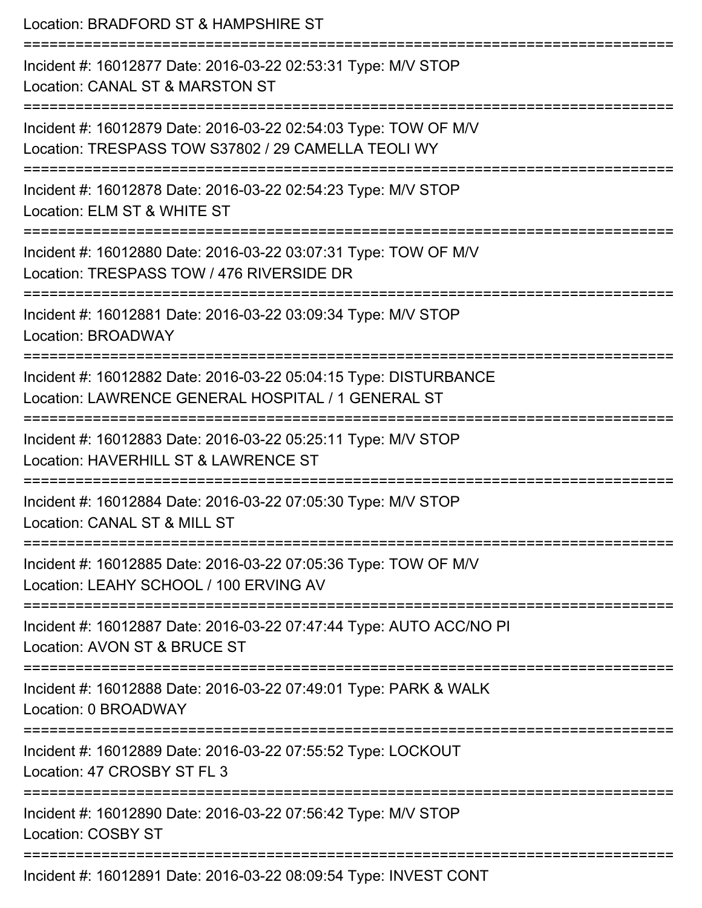Location: BRADFORD ST & HAMPSHIRE ST

===========================================================================

Incident #: 16012877 Date: 2016-03-22 02:53:31 Type: M/V STOP
Location: CANAL ST & MARSTON ST

===========================================================================

Incident #: 16012879 Date: 2016-03-22 02:54:03 Type: TOW OF M/V
Location: TRESPASS TOW S37802 / 29 CAMELLA TEOLI WY

===========================================================================

Incident #: 16012878 Date: 2016-03-22 02:54:23 Type: M/V STOP
Location: ELM ST & WHITE ST

===========================================================================

Incident #: 16012880 Date: 2016-03-22 03:07:31 Type: TOW OF M/V
Location: TRESPASS TOW / 476 RIVERSIDE DR

===========================================================================

Incident #: 16012881 Date: 2016-03-22 03:09:34 Type: M/V STOP
Location: BROADWAY

===========================================================================

Incident #: 16012882 Date: 2016-03-22 05:04:15 Type: DISTURBANCE
Location: LAWRENCE GENERAL HOSPITAL / 1 GENERAL ST

===========================================================================

Incident #: 16012883 Date: 2016-03-22 05:25:11 Type: M/V STOP
Location: HAVERHILL ST & LAWRENCE ST

===========================================================================

Incident #: 16012884 Date: 2016-03-22 07:05:30 Type: M/V STOP
Location: CANAL ST & MILL ST

===========================================================================

Incident #: 16012885 Date: 2016-03-22 07:05:36 Type: TOW OF M/V
Location: LEAHY SCHOOL / 100 ERVING AV

===========================================================================

Incident #: 16012887 Date: 2016-03-22 07:47:44 Type: AUTO ACC/NO PI
Location: AVON ST & BRUCE ST

===========================================================================

Incident #: 16012888 Date: 2016-03-22 07:49:01 Type: PARK & WALK
Location: 0 BROADWAY

===========================================================================

Incident #: 16012889 Date: 2016-03-22 07:55:52 Type: LOCKOUT
Location: 47 CROSBY ST FL 3

===========================================================================

Incident #: 16012890 Date: 2016-03-22 07:56:42 Type: M/V STOP
Location: COSBY ST

===========================================================================

Incident #: 16012891 Date: 2016-03-22 08:09:54 Type: INVEST CONT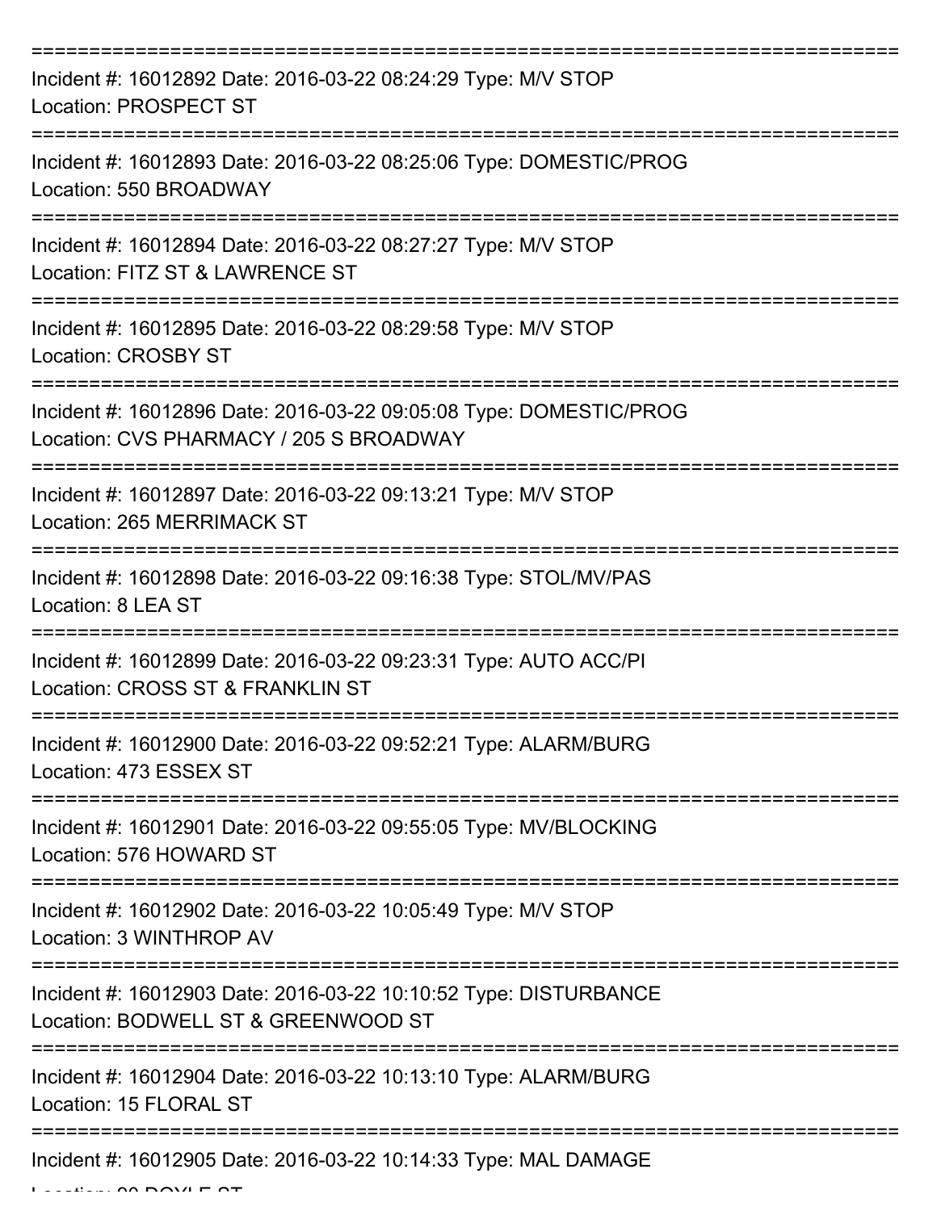Incident #: 16012892 Date: 2016-03-22 08:24:29 Type: M/V STOP
Location: PROSPECT ST

---

Incident #: 16012893 Date: 2016-03-22 08:25:06 Type: DOMESTIC/PROG
Location: 550 BROADWAY

---

Incident #: 16012894 Date: 2016-03-22 08:27:27 Type: M/V STOP
Location: FITZ ST & LAWRENCE ST

---

Incident #: 16012895 Date: 2016-03-22 08:29:58 Type: M/V STOP
Location: CROSBY ST

---

Incident #: 16012896 Date: 2016-03-22 09:05:08 Type: DOMESTIC/PROG
Location: CVS PHARMACY / 205 S BROADWAY

---

Incident #: 16012897 Date: 2016-03-22 09:13:21 Type: M/V STOP
Location: 265 MERRIMACK ST

---

Incident #: 16012898 Date: 2016-03-22 09:16:38 Type: STOL/MV/PAS
Location: 8 LEA ST

---

Incident #: 16012899 Date: 2016-03-22 09:23:31 Type: AUTO ACC/PI
Location: CROSS ST & FRANKLIN ST

---

Incident #: 16012900 Date: 2016-03-22 09:52:21 Type: ALARM/BURG
Location: 473 ESSEX ST

---

Incident #: 16012901 Date: 2016-03-22 09:55:05 Type: MV/BLOCKING
Location: 576 HOWARD ST

---

Incident #: 16012902 Date: 2016-03-22 10:05:49 Type: M/V STOP
Location: 3 WINTHROP AV

---

Incident #: 16012903 Date: 2016-03-22 10:10:52 Type: DISTURBANCE
Location: BODWELL ST & GREENWOOD ST

---

Incident #: 16012904 Date: 2016-03-22 10:13:10 Type: ALARM/BURG
Location: 15 FLORAL ST

---

Incident #: 16012905 Date: 2016-03-22 10:14:33 Type: MAL DAMAGE
Location: 90 DOYLE ST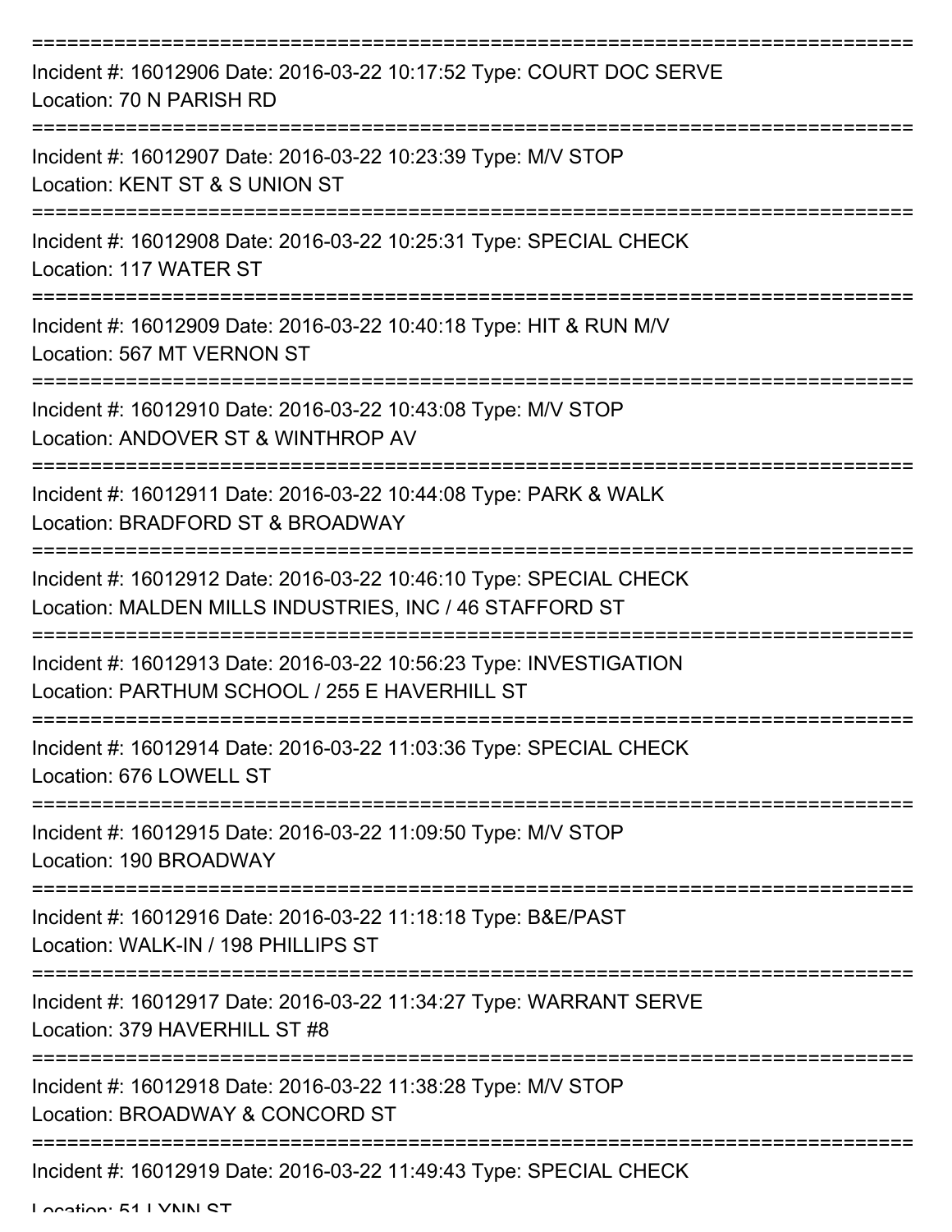Incident #: 16012906 Date: 2016-03-22 10:17:52 Type: COURT DOC SERVE
Location: 70 N PARISH RD

Incident #: 16012907 Date: 2016-03-22 10:23:39 Type: M/V STOP
Location: KENT ST & S UNION ST

Incident #: 16012908 Date: 2016-03-22 10:25:31 Type: SPECIAL CHECK
Location: 117 WATER ST

Incident #: 16012909 Date: 2016-03-22 10:40:18 Type: HIT & RUN M/V
Location: 567 MT VERNON ST

Incident #: 16012910 Date: 2016-03-22 10:43:08 Type: M/V STOP
Location: ANDOVER ST & WINTHROP AV

Incident #: 16012911 Date: 2016-03-22 10:44:08 Type: PARK & WALK
Location: BRADFORD ST & BROADWAY

Incident #: 16012912 Date: 2016-03-22 10:46:10 Type: SPECIAL CHECK
Location: MALDEN MILLS INDUSTRIES, INC / 46 STAFFORD ST

Incident #: 16012913 Date: 2016-03-22 10:56:23 Type: INVESTIGATION
Location: PARTHUM SCHOOL / 255 E HAVERHILL ST

Incident #: 16012914 Date: 2016-03-22 11:03:36 Type: SPECIAL CHECK
Location: 676 LOWELL ST

Incident #: 16012915 Date: 2016-03-22 11:09:50 Type: M/V STOP
Location: 190 BROADWAY

Incident #: 16012916 Date: 2016-03-22 11:18:18 Type: B&E/PAST
Location: WALK-IN / 198 PHILLIPS ST

Incident #: 16012917 Date: 2016-03-22 11:34:27 Type: WARRANT SERVE
Location: 379 HAVERHILL ST #8

Incident #: 16012918 Date: 2016-03-22 11:38:28 Type: M/V STOP
Location: BROADWAY & CONCORD ST

Incident #: 16012919 Date: 2016-03-22 11:49:43 Type: SPECIAL CHECK
Location: 51 LYNN ST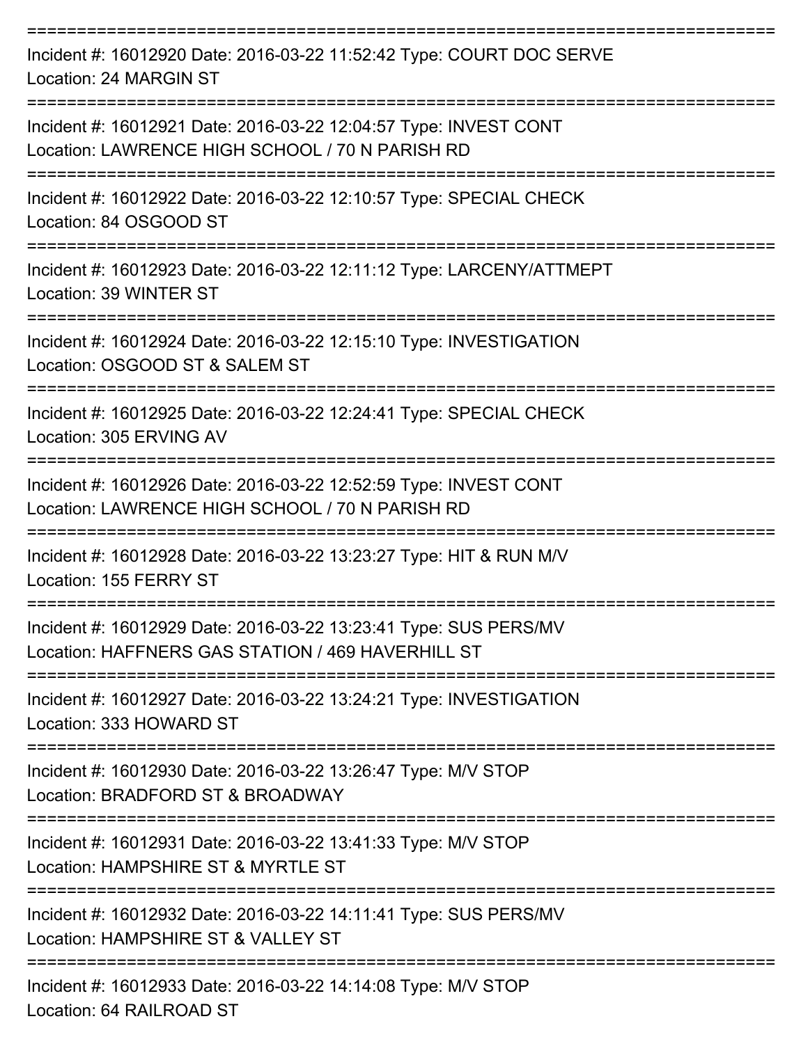===========================================================================

Incident #: 16012920 Date: 2016-03-22 11:52:42 Type: COURT DOC SERVE
Location: 24 MARGIN ST

===========================================================================

Incident #: 16012921 Date: 2016-03-22 12:04:57 Type: INVEST CONT
Location: LAWRENCE HIGH SCHOOL / 70 N PARISH RD

===========================================================================

Incident #: 16012922 Date: 2016-03-22 12:10:57 Type: SPECIAL CHECK
Location: 84 OSGOOD ST

===========================================================================

Incident #: 16012923 Date: 2016-03-22 12:11:12 Type: LARCENY/ATTMEPT
Location: 39 WINTER ST

===========================================================================

Incident #: 16012924 Date: 2016-03-22 12:15:10 Type: INVESTIGATION
Location: OSGOOD ST & SALEM ST

===========================================================================

Incident #: 16012925 Date: 2016-03-22 12:24:41 Type: SPECIAL CHECK
Location: 305 ERVING AV

===========================================================================

Incident #: 16012926 Date: 2016-03-22 12:52:59 Type: INVEST CONT
Location: LAWRENCE HIGH SCHOOL / 70 N PARISH RD

===========================================================================

Incident #: 16012928 Date: 2016-03-22 13:23:27 Type: HIT & RUN M/V
Location: 155 FERRY ST

===========================================================================

Incident #: 16012929 Date: 2016-03-22 13:23:41 Type: SUS PERS/MV
Location: HAFFNERS GAS STATION / 469 HAVERHILL ST

===========================================================================

Incident #: 16012927 Date: 2016-03-22 13:24:21 Type: INVESTIGATION
Location: 333 HOWARD ST

===========================================================================

Incident #: 16012930 Date: 2016-03-22 13:26:47 Type: M/V STOP
Location: BRADFORD ST & BROADWAY

===========================================================================

Incident #: 16012931 Date: 2016-03-22 13:41:33 Type: M/V STOP
Location: HAMPSHIRE ST & MYRTLE ST

===========================================================================

Incident #: 16012932 Date: 2016-03-22 14:11:41 Type: SUS PERS/MV
Location: HAMPSHIRE ST & VALLEY ST

===========================================================================

Incident #: 16012933 Date: 2016-03-22 14:14:08 Type: M/V STOP
Location: 64 RAILROAD ST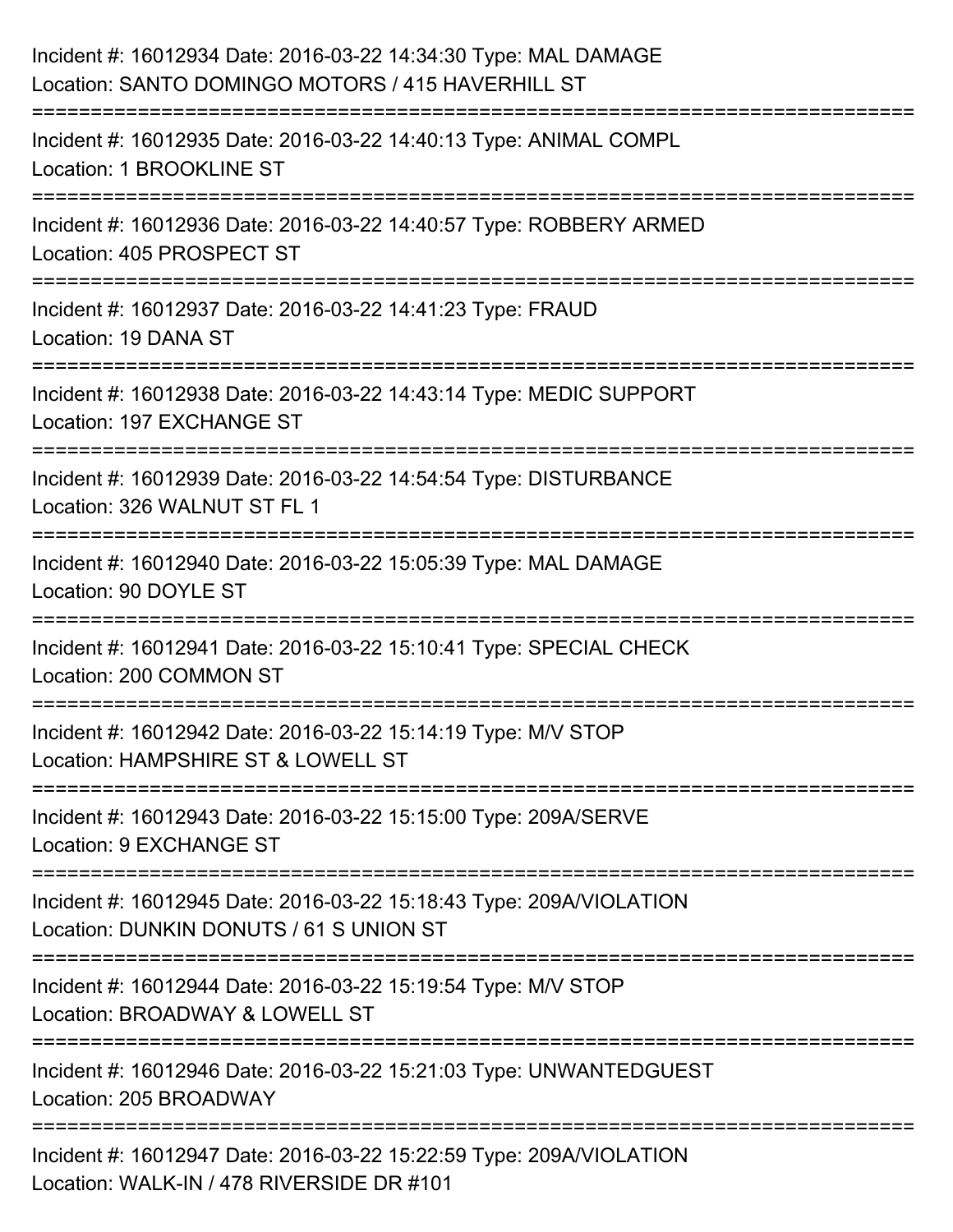Incident #: 16012934 Date: 2016-03-22 14:34:30 Type: MAL DAMAGE
Location: SANTO DOMINGO MOTORS / 415 HAVERHILL ST

===========================================================================

Incident #: 16012935 Date: 2016-03-22 14:40:13 Type: ANIMAL COMPL
Location: 1 BROOKLINE ST

===========================================================================

Incident #: 16012936 Date: 2016-03-22 14:40:57 Type: ROBBERY ARMED
Location: 405 PROSPECT ST

===========================================================================

Incident #: 16012937 Date: 2016-03-22 14:41:23 Type: FRAUD
Location: 19 DANA ST

===========================================================================

Incident #: 16012938 Date: 2016-03-22 14:43:14 Type: MEDIC SUPPORT
Location: 197 EXCHANGE ST

===========================================================================

Incident #: 16012939 Date: 2016-03-22 14:54:54 Type: DISTURBANCE
Location: 326 WALNUT ST FL 1

===========================================================================

Incident #: 16012940 Date: 2016-03-22 15:05:39 Type: MAL DAMAGE
Location: 90 DOYLE ST

===========================================================================

Incident #: 16012941 Date: 2016-03-22 15:10:41 Type: SPECIAL CHECK
Location: 200 COMMON ST

===========================================================================

Incident #: 16012942 Date: 2016-03-22 15:14:19 Type: M/V STOP
Location: HAMPSHIRE ST & LOWELL ST

===========================================================================

Incident #: 16012943 Date: 2016-03-22 15:15:00 Type: 209A/SERVE
Location: 9 EXCHANGE ST

===========================================================================

Incident #: 16012945 Date: 2016-03-22 15:18:43 Type: 209A/VIOLATION
Location: DUNKIN DONUTS / 61 S UNION ST

===========================================================================

Incident #: 16012944 Date: 2016-03-22 15:19:54 Type: M/V STOP
Location: BROADWAY & LOWELL ST

===========================================================================

Incident #: 16012946 Date: 2016-03-22 15:21:03 Type: UNWANTEDGUEST
Location: 205 BROADWAY

===========================================================================

Incident #: 16012947 Date: 2016-03-22 15:22:59 Type: 209A/VIOLATION
Location: WALK-IN / 478 RIVERSIDE DR #101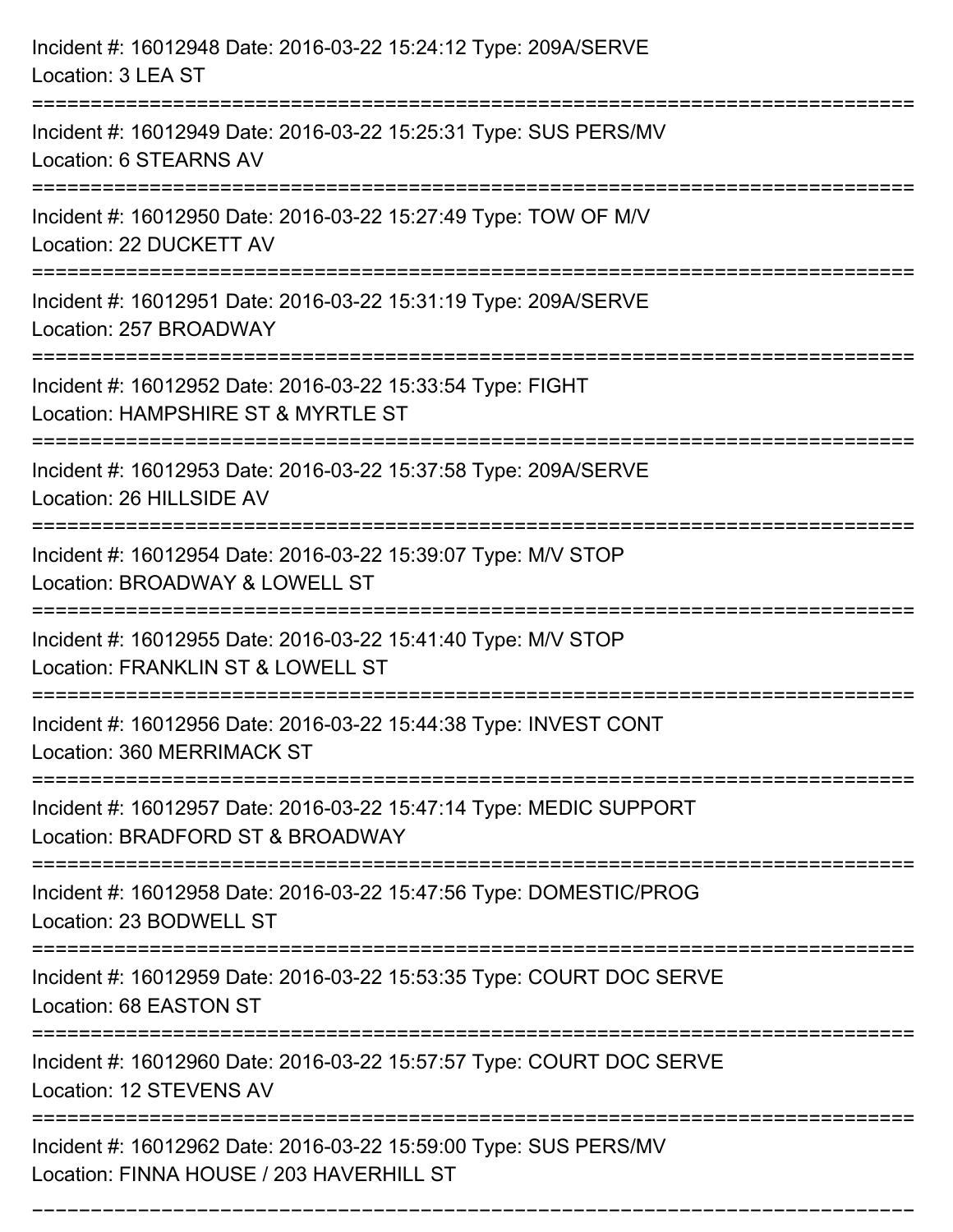Incident #: 16012948 Date: 2016-03-22 15:24:12 Type: 209A/SERVE
Location: 3 LEA ST

===========================================================================

Incident #: 16012949 Date: 2016-03-22 15:25:31 Type: SUS PERS/MV
Location: 6 STEARNS AV

===========================================================================

Incident #: 16012950 Date: 2016-03-22 15:27:49 Type: TOW OF M/V
Location: 22 DUCKETT AV

===========================================================================

Incident #: 16012951 Date: 2016-03-22 15:31:19 Type: 209A/SERVE
Location: 257 BROADWAY

===========================================================================

Incident #: 16012952 Date: 2016-03-22 15:33:54 Type: FIGHT
Location: HAMPSHIRE ST & MYRTLE ST

===========================================================================

Incident #: 16012953 Date: 2016-03-22 15:37:58 Type: 209A/SERVE
Location: 26 HILLSIDE AV

===========================================================================

Incident #: 16012954 Date: 2016-03-22 15:39:07 Type: M/V STOP
Location: BROADWAY & LOWELL ST

===========================================================================

Incident #: 16012955 Date: 2016-03-22 15:41:40 Type: M/V STOP
Location: FRANKLIN ST & LOWELL ST

===========================================================================

Incident #: 16012956 Date: 2016-03-22 15:44:38 Type: INVEST CONT
Location: 360 MERRIMACK ST

===========================================================================

Incident #: 16012957 Date: 2016-03-22 15:47:14 Type: MEDIC SUPPORT
Location: BRADFORD ST & BROADWAY

===========================================================================

Incident #: 16012958 Date: 2016-03-22 15:47:56 Type: DOMESTIC/PROG
Location: 23 BODWELL ST

===========================================================================

Incident #: 16012959 Date: 2016-03-22 15:53:35 Type: COURT DOC SERVE
Location: 68 EASTON ST

===========================================================================

Incident #: 16012960 Date: 2016-03-22 15:57:57 Type: COURT DOC SERVE
Location: 12 STEVENS AV

===========================================================================

Incident #: 16012962 Date: 2016-03-22 15:59:00 Type: SUS PERS/MV
Location: FINNA HOUSE / 203 HAVERHILL ST

===========================================================================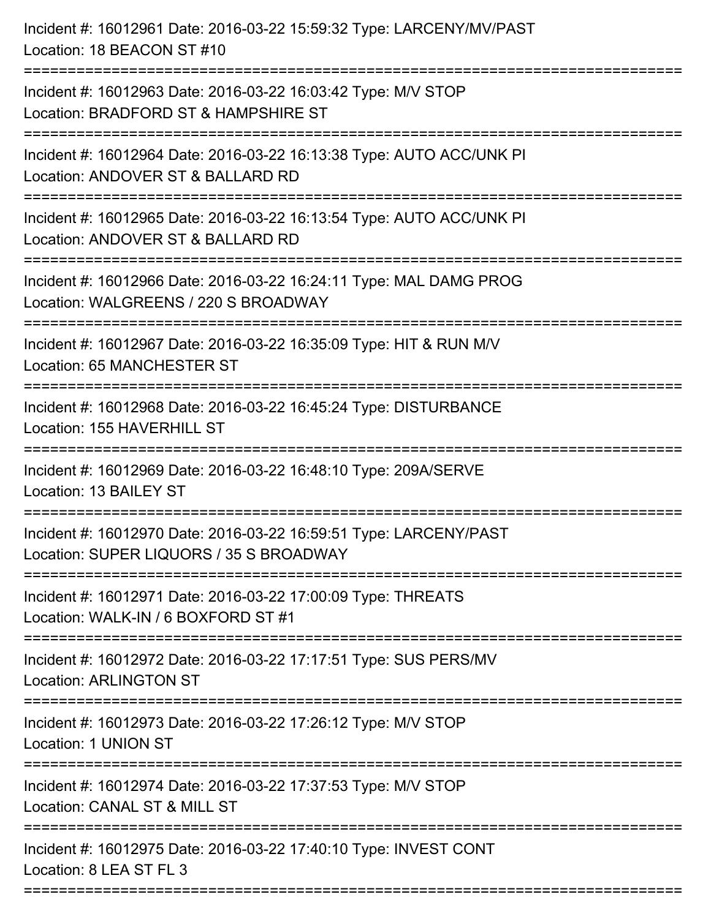Incident #: 16012961 Date: 2016-03-22 15:59:32 Type: LARCENY/MV/PAST
Location: 18 BEACON ST #10

===========================================================================

Incident #: 16012963 Date: 2016-03-22 16:03:42 Type: M/V STOP
Location: BRADFORD ST & HAMPSHIRE ST

===========================================================================

Incident #: 16012964 Date: 2016-03-22 16:13:38 Type: AUTO ACC/UNK PI
Location: ANDOVER ST & BALLARD RD

===========================================================================

Incident #: 16012965 Date: 2016-03-22 16:13:54 Type: AUTO ACC/UNK PI
Location: ANDOVER ST & BALLARD RD

===========================================================================

Incident #: 16012966 Date: 2016-03-22 16:24:11 Type: MAL DAMG PROG
Location: WALGREENS / 220 S BROADWAY

===========================================================================

Incident #: 16012967 Date: 2016-03-22 16:35:09 Type: HIT & RUN M/V
Location: 65 MANCHESTER ST

===========================================================================

Incident #: 16012968 Date: 2016-03-22 16:45:24 Type: DISTURBANCE
Location: 155 HAVERHILL ST

===========================================================================

Incident #: 16012969 Date: 2016-03-22 16:48:10 Type: 209A/SERVE
Location: 13 BAILEY ST

===========================================================================

Incident #: 16012970 Date: 2016-03-22 16:59:51 Type: LARCENY/PAST
Location: SUPER LIQUORS / 35 S BROADWAY

===========================================================================

Incident #: 16012971 Date: 2016-03-22 17:00:09 Type: THREATS
Location: WALK-IN / 6 BOXFORD ST #1

===========================================================================

Incident #: 16012972 Date: 2016-03-22 17:17:51 Type: SUS PERS/MV
Location: ARLINGTON ST

===========================================================================

Incident #: 16012973 Date: 2016-03-22 17:26:12 Type: M/V STOP
Location: 1 UNION ST

===========================================================================

Incident #: 16012974 Date: 2016-03-22 17:37:53 Type: M/V STOP
Location: CANAL ST & MILL ST

===========================================================================

Incident #: 16012975 Date: 2016-03-22 17:40:10 Type: INVEST CONT
Location: 8 LEA ST FL 3

===========================================================================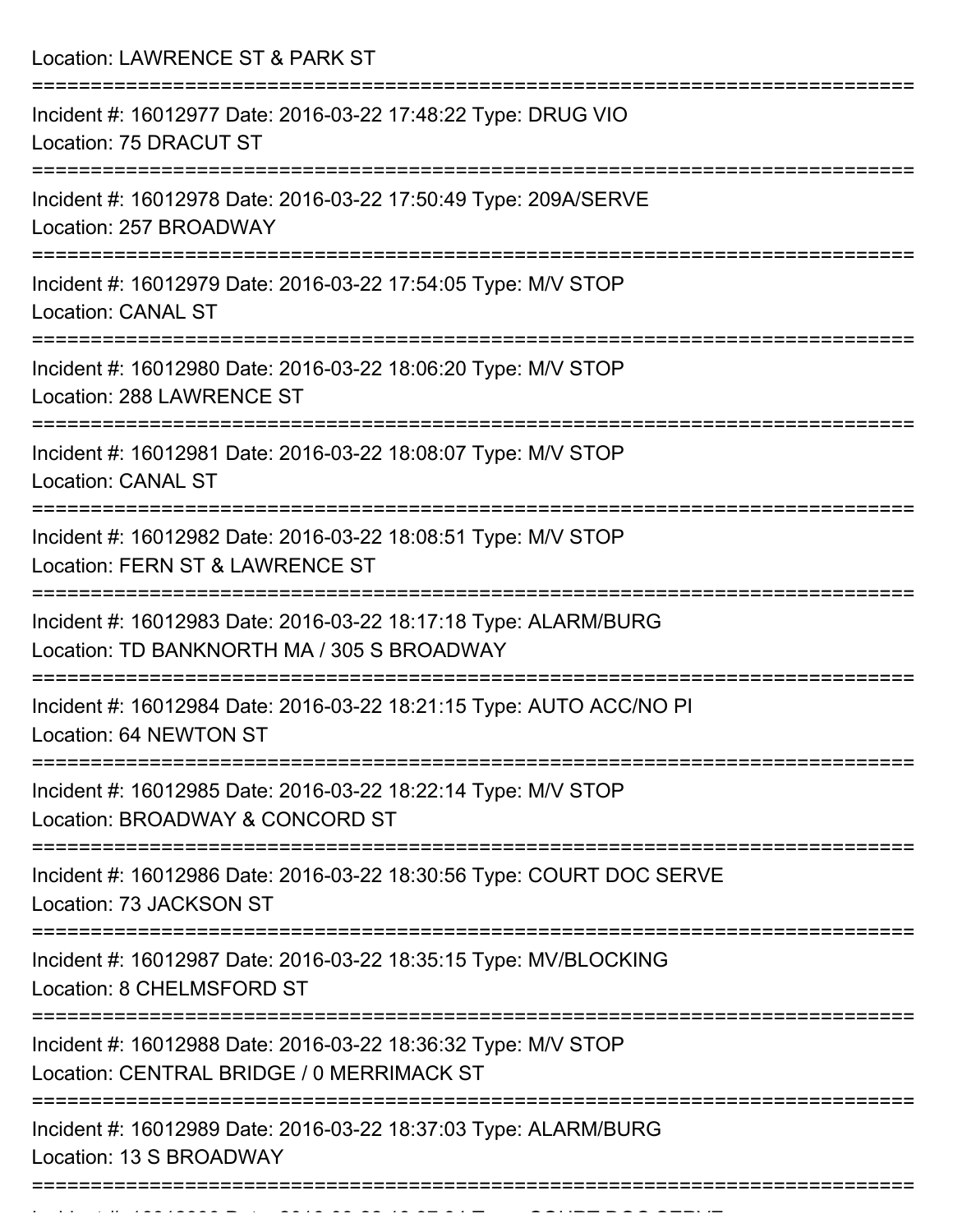Location: LAWRENCE ST & PARK ST

===========================================================================

Incident #: 16012977 Date: 2016-03-22 17:48:22 Type: DRUG VIO
Location: 75 DRACUT ST

===========================================================================

Incident #: 16012978 Date: 2016-03-22 17:50:49 Type: 209A/SERVE
Location: 257 BROADWAY

===========================================================================

Incident #: 16012979 Date: 2016-03-22 17:54:05 Type: M/V STOP
Location: CANAL ST

===========================================================================

Incident #: 16012980 Date: 2016-03-22 18:06:20 Type: M/V STOP
Location: 288 LAWRENCE ST

===========================================================================

Incident #: 16012981 Date: 2016-03-22 18:08:07 Type: M/V STOP
Location: CANAL ST

===========================================================================

Incident #: 16012982 Date: 2016-03-22 18:08:51 Type: M/V STOP
Location: FERN ST & LAWRENCE ST

===========================================================================

Incident #: 16012983 Date: 2016-03-22 18:17:18 Type: ALARM/BURG
Location: TD BANKNORTH MA / 305 S BROADWAY

===========================================================================

Incident #: 16012984 Date: 2016-03-22 18:21:15 Type: AUTO ACC/NO PI
Location: 64 NEWTON ST

===========================================================================

Incident #: 16012985 Date: 2016-03-22 18:22:14 Type: M/V STOP
Location: BROADWAY & CONCORD ST

===========================================================================

Incident #: 16012986 Date: 2016-03-22 18:30:56 Type: COURT DOC SERVE
Location: 73 JACKSON ST

===========================================================================

Incident #: 16012987 Date: 2016-03-22 18:35:15 Type: MV/BLOCKING
Location: 8 CHELMSFORD ST

===========================================================================

Incident #: 16012988 Date: 2016-03-22 18:36:32 Type: M/V STOP
Location: CENTRAL BRIDGE / 0 MERRIMACK ST

===========================================================================

Incident #: 16012989 Date: 2016-03-22 18:37:03 Type: ALARM/BURG
Location: 13 S BROADWAY

===========================================================================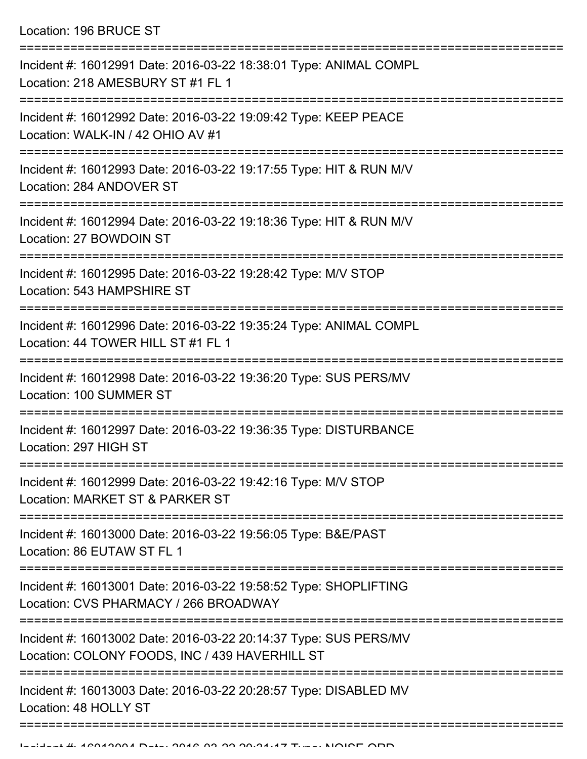Location: 196 BRUCE ST

===========================================================================

Incident #: 16012991 Date: 2016-03-22 18:38:01 Type: ANIMAL COMPL
Location: 218 AMESBURY ST #1 FL 1

===========================================================================

Incident #: 16012992 Date: 2016-03-22 19:09:42 Type: KEEP PEACE
Location: WALK-IN / 42 OHIO AV #1

===========================================================================

Incident #: 16012993 Date: 2016-03-22 19:17:55 Type: HIT & RUN M/V
Location: 284 ANDOVER ST

===========================================================================

Incident #: 16012994 Date: 2016-03-22 19:18:36 Type: HIT & RUN M/V
Location: 27 BOWDOIN ST

===========================================================================

Incident #: 16012995 Date: 2016-03-22 19:28:42 Type: M/V STOP
Location: 543 HAMPSHIRE ST

===========================================================================

Incident #: 16012996 Date: 2016-03-22 19:35:24 Type: ANIMAL COMPL
Location: 44 TOWER HILL ST #1 FL 1

===========================================================================

Incident #: 16012998 Date: 2016-03-22 19:36:20 Type: SUS PERS/MV
Location: 100 SUMMER ST

===========================================================================

Incident #: 16012997 Date: 2016-03-22 19:36:35 Type: DISTURBANCE
Location: 297 HIGH ST

===========================================================================

Incident #: 16012999 Date: 2016-03-22 19:42:16 Type: M/V STOP
Location: MARKET ST & PARKER ST

===========================================================================

Incident #: 16013000 Date: 2016-03-22 19:56:05 Type: B&E/PAST
Location: 86 EUTAW ST FL 1

===========================================================================

Incident #: 16013001 Date: 2016-03-22 19:58:52 Type: SHOPLIFTING
Location: CVS PHARMACY / 266 BROADWAY

===========================================================================

Incident #: 16013002 Date: 2016-03-22 20:14:37 Type: SUS PERS/MV
Location: COLONY FOODS, INC / 439 HAVERHILL ST

===========================================================================

Incident #: 16013003 Date: 2016-03-22 20:28:57 Type: DISABLED MV
Location: 48 HOLLY ST

===========================================================================

Incident #: 16013004 Date: 2016-03-22 20:31:17 Type: NOISE ORD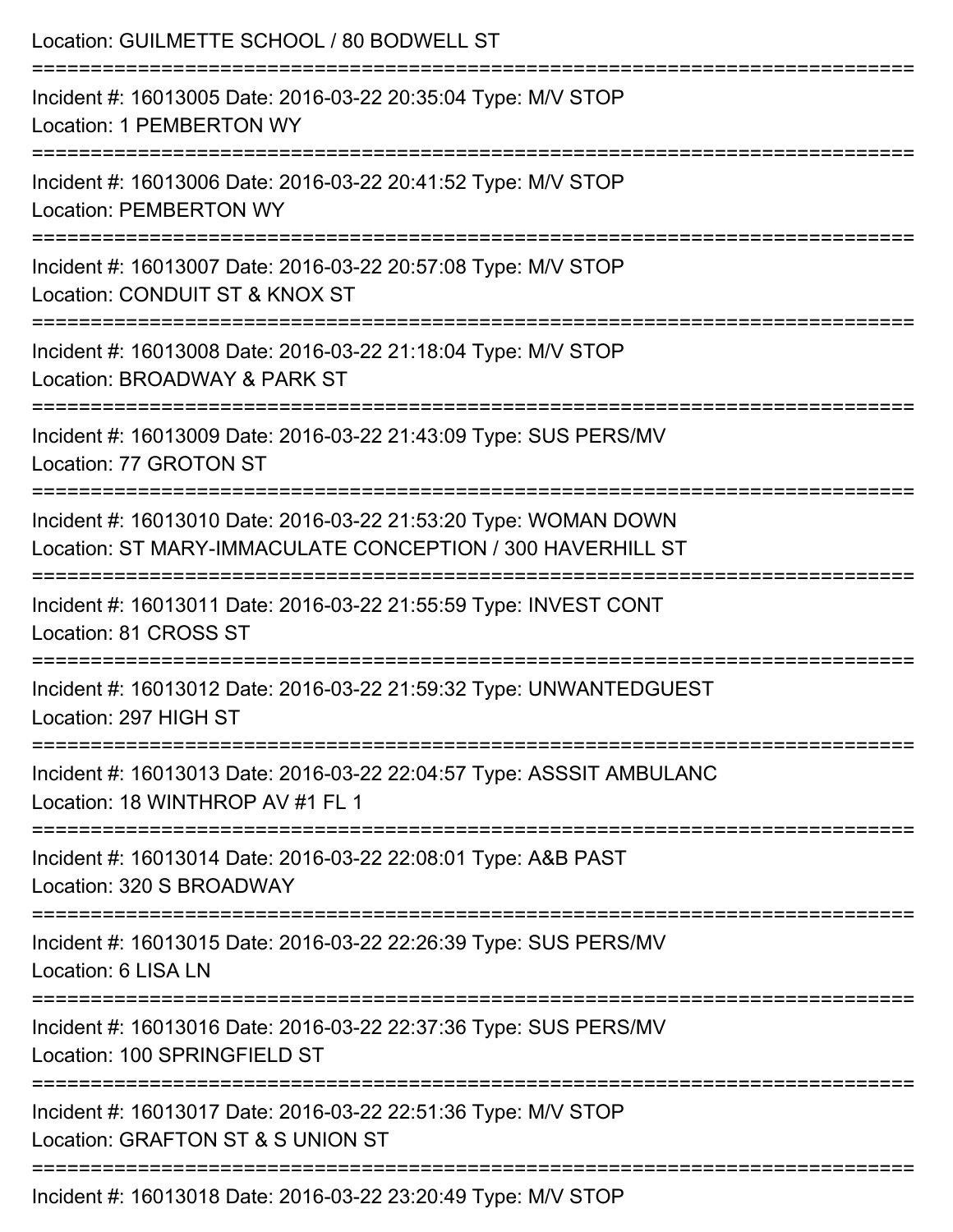Location: GUILMETTE SCHOOL / 80 BODWELL ST

===========================================================================

Incident #: 16013005 Date: 2016-03-22 20:35:04 Type: M/V STOP
Location: 1 PEMBERTON WY

===========================================================================

Incident #: 16013006 Date: 2016-03-22 20:41:52 Type: M/V STOP
Location: PEMBERTON WY

===========================================================================

Incident #: 16013007 Date: 2016-03-22 20:57:08 Type: M/V STOP
Location: CONDUIT ST & KNOX ST

===========================================================================

Incident #: 16013008 Date: 2016-03-22 21:18:04 Type: M/V STOP
Location: BROADWAY & PARK ST

===========================================================================

Incident #: 16013009 Date: 2016-03-22 21:43:09 Type: SUS PERS/MV
Location: 77 GROTON ST

===========================================================================

Incident #: 16013010 Date: 2016-03-22 21:53:20 Type: WOMAN DOWN
Location: ST MARY-IMMACULATE CONCEPTION / 300 HAVERHILL ST

===========================================================================

Incident #: 16013011 Date: 2016-03-22 21:55:59 Type: INVEST CONT
Location: 81 CROSS ST

===========================================================================

Incident #: 16013012 Date: 2016-03-22 21:59:32 Type: UNWANTEDGUEST
Location: 297 HIGH ST

===========================================================================

Incident #: 16013013 Date: 2016-03-22 22:04:57 Type: ASSSIT AMBULANC
Location: 18 WINTHROP AV #1 FL 1

===========================================================================

Incident #: 16013014 Date: 2016-03-22 22:08:01 Type: A&B PAST
Location: 320 S BROADWAY

===========================================================================

Incident #: 16013015 Date: 2016-03-22 22:26:39 Type: SUS PERS/MV
Location: 6 LISA LN

===========================================================================

Incident #: 16013016 Date: 2016-03-22 22:37:36 Type: SUS PERS/MV
Location: 100 SPRINGFIELD ST

===========================================================================

Incident #: 16013017 Date: 2016-03-22 22:51:36 Type: M/V STOP
Location: GRAFTON ST & S UNION ST

===========================================================================

Incident #: 16013018 Date: 2016-03-22 23:20:49 Type: M/V STOP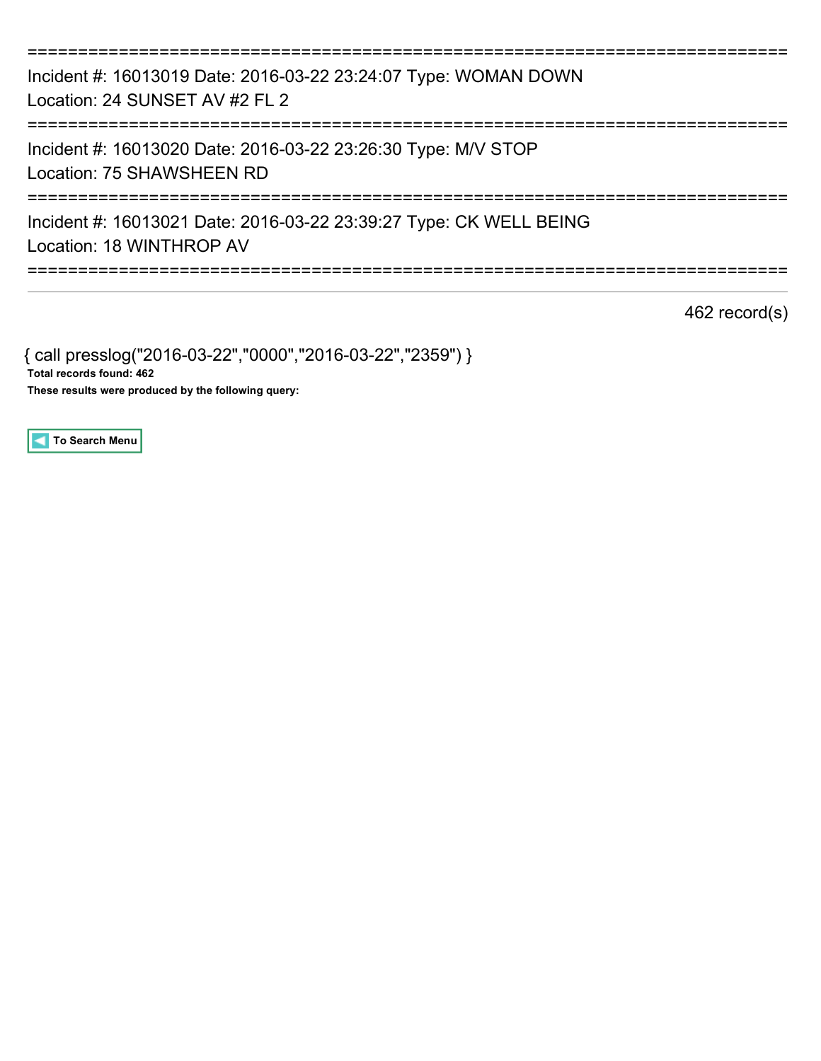===========================================================================

Incident #: 16013019 Date: 2016-03-22 23:24:07 Type: WOMAN DOWN

Location: 24 SUNSET AV #2 FL 2

===========================================================================

Incident #: 16013020 Date: 2016-03-22 23:26:30 Type: M/V STOP

Location: 75 SHAWSHEEN RD

===========================================================================

Incident #: 16013021 Date: 2016-03-22 23:39:27 Type: CK WELL BEING

Location: 18 WINTHROP AV

===========================================================================

462 record(s)

{ call presslog("2016-03-22","0000","2016-03-22","2359") }

**Total records found: 462**

**These results were produced by the following query:**

**To Search Menu**